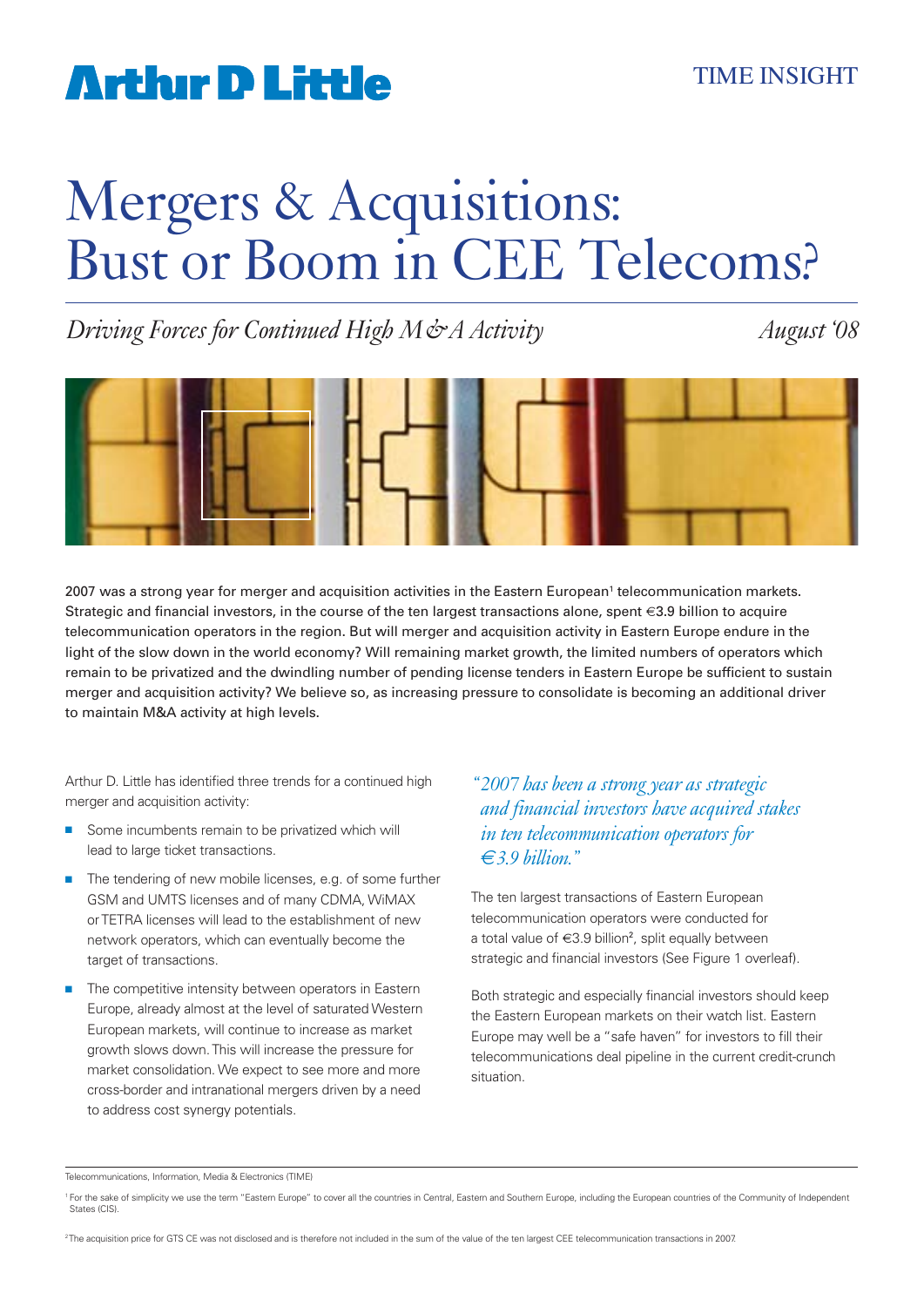Arthur D Little

TIME INSIGHT

# Mergers & Acquisitions: Bust or Boom in CEE Telecoms?

*Driving Forces for Continued High M&A Activity*

*August '08*

2007 was a strong year for merger and acquisition activities in the Eastern European[1] telecommunication markets. Strategic and financial investors, in the course of the ten largest transactions alone, spent €3.9 billion to acquire telecommunication operators in the region. But will merger and acquisition activity in Eastern Europe endure in the light of the slow down in the world economy? Will remaining market growth, the limited numbers of operators which remain to be privatized and the dwindling number of pending license tenders in Eastern Europe be sufficient to sustain merger and acquisition activity? We believe so, as increasing pressure to consolidate is becoming an additional driver to maintain M&A activity at high levels.

Arthur D. Little has identified three trends for a continued high merger and acquisition activity:

- Some incumbents remain to be privatized which will lead to large ticket transactions.
- The tendering of new mobile licenses, e.g. of some further GSM and UMTS licenses and of many CDMA, WiMAX or TETRA licenses will lead to the establishment of new network operators, which can eventually become the target of transactions.
- The competitive intensity between operators in Eastern Europe, already almost at the level of saturated Western European markets, will continue to increase as market growth slows down. This will increase the pressure for market consolidation. We expect to see more and more cross-border and intranational mergers driven by a need to address cost synergy potentials.

*"2007 has been a strong year as strategic and financial investors have acquired stakes in ten telecommunication operators for €3.9 billion."*

The ten largest transactions of Eastern European telecommunication operators were conducted for a total value of €3.9 billion[2], split equally between strategic and financial investors (See Figure 1 overleaf).

Both strategic and especially financial investors should keep the Eastern European markets on their watch list. Eastern Europe may well be a "safe haven" for investors to fill their telecommunications deal pipeline in the current credit-crunch situation.

Telecommunications, Information, Media & Electronics (TIME)

[1] For the sake of simplicity we use the term "Eastern Europe" to cover all the countries in Central, Eastern and Southern Europe, including the European countries of the Community of Independent States (CIS).

[2] The acquisition price for GTS CE was not disclosed and is therefore not included in the sum of the value of the ten largest CEE telecommunication transactions in 2007.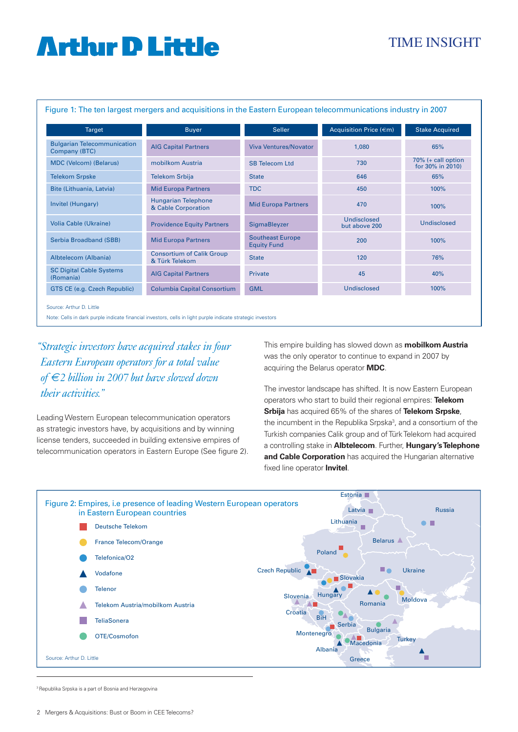Figure 1: The ten largest mergers and acquisitions in the Eastern European telecommunications industry in 2007

| Target | Buyer | Seller | Acquisition Price (€m) | Stake Acquired |
|---|---|---|---|---|
| Bulgarian Telecommunication Company (BTC) | AIG Capital Partners | Viva Ventures/Novator | 1,080 | 65% |
| MDC (Velcom) (Belarus) | mobilkom Austria | SB Telecom Ltd | 730 | 70% (+ call option for 30% in 2010) |
| Telekom Srpske | Telekom Srbija | State | 646 | 65% |
| Bite (Lithuania, Latvia) | Mid Europa Partners | TDC | 450 | 100% |
| Invitel (Hungary) | Hungarian Telephone & Cable Corporation | Mid Europa Partners | 470 | 100% |
| Volia Cable (Ukraine) | Providence Equity Partners | SigmaBleyzer | Undisclosed but above 200 | Undisclosed |
| Serbia Broadband (SBB) | Mid Europa Partners | Southeast Europe Equity Fund | 200 | 100% |
| Albtelecom (Albania) | Consortium of Calik Group & Türk Telekom | State | 120 | 76% |
| SC Digital Cable Systems (Romania) | AIG Capital Partners | Private | 45 | 40% |
| GTS CE (e.g. Czech Republic) | Columbia Capital Consortium | GML | Undisclosed | 100% |

Source: Arthur D. Little

Note: Cells in dark purple indicate financial investors, cells in light purple indicate strategic investors

*"Strategic investors have acquired stakes in four Eastern European operators for a total value of €2 billion in 2007 but have slowed down their activities."*

Leading Western European telecommunication operators as strategic investors have, by acquisitions and by winning license tenders, succeeded in building extensive empires of telecommunication operators in Eastern Europe (See figure 2).

This empire building has slowed down as **mobilkom Austria** was the only operator to continue to expand in 2007 by acquiring the Belarus operator **MDC**.

The investor landscape has shifted. It is now Eastern European operators who start to build their regional empires: **Telekom Srbija** has acquired 65% of the shares of **Telekom Srpske**, the incumbent in the Republika Srpska[3], and a consortium of the Turkish companies Calik group and of Türk Telekom had acquired a controlling stake in **Albtelecom**. Further, **Hungary's Telephone and Cable Corporation** has acquired the Hungarian alternative fixed line operator **Invitel**.

Figure 2: Empires, i.e presence of leading Western European operators in Eastern European countries

| Country | Operators present |
|---|---|
| Estonia | TeliaSonera |
| Latvia | TeliaSonera |
| Lithuania | TeliaSonera |
| Russia | Telenor, TeliaSonera |
| Belarus | Telekom Austria/mobilkom Austria |
| Poland | Deutsche Telekom, France Telecom/Orange |
| Czech Republic | Telefonica/O2, Vodafone, Deutsche Telekom |
| Ukraine | TeliaSonera, Telenor |
| Slovakia | Telefonica/O2, France Telecom/Orange, Deutsche Telekom |
| Hungary | Vodafone, Telenor, Deutsche Telekom |
| Slovenia | Telekom Austria/mobilkom Austria |
| Croatia | Telekom Austria/mobilkom Austria, Deutsche Telekom |
| Romania | Vodafone, France Telecom/Orange, OTE/Cosmofon |
| Moldova | TeliaSonera, France Telecom/Orange |
| BiH | Telenor |
| Serbia | OTE/Cosmofon, Telekom Austria/mobilkom Austria, Telenor |
| Bulgaria | OTE/Cosmofon, Telekom Austria/mobilkom Austria |
| Montenegro | Telenor, Deutsche Telekom, OTE/Cosmofon |
| Macedonia | OTE/Cosmofon, Telekom Austria/mobilkom Austria, Deutsche Telekom |
| Albania | Vodafone |
| Turkey | Vodafone, TeliaSonera |
| Greece | |

Source: Arthur D. Little

[3] Republika Srpska is a part of Bosnia and Herzegovina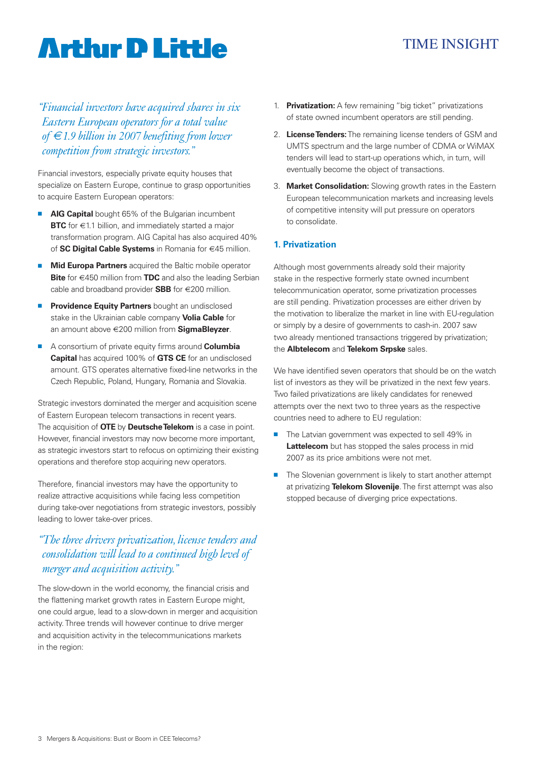*"Financial investors have acquired shares in six Eastern European operators for a total value of €1.9 billion in 2007 benefiting from lower competition from strategic investors."*

Financial investors, especially private equity houses that specialize on Eastern Europe, continue to grasp opportunities to acquire Eastern European operators:

- **AIG Capital** bought 65% of the Bulgarian incumbent **BTC** for €1.1 billion, and immediately started a major transformation program. AIG Capital has also acquired 40% of **SC Digital Cable Systems** in Romania for €45 million.
- **Mid Europa Partners** acquired the Baltic mobile operator **Bite** for €450 million from **TDC** and also the leading Serbian cable and broadband provider **SBB** for €200 million.
- **Providence Equity Partners** bought an undisclosed stake in the Ukrainian cable company **Volia Cable** for an amount above €200 million from **SigmaBleyzer**.
- A consortium of private equity firms around **Columbia Capital** has acquired 100% of **GTS CE** for an undisclosed amount. GTS operates alternative fixed-line networks in the Czech Republic, Poland, Hungary, Romania and Slovakia.

Strategic investors dominated the merger and acquisition scene of Eastern European telecom transactions in recent years. The acquisition of **OTE** by **Deutsche Telekom** is a case in point. However, financial investors may now become more important, as strategic investors start to refocus on optimizing their existing operations and therefore stop acquiring new operators.

Therefore, financial investors may have the opportunity to realize attractive acquisitions while facing less competition during take-over negotiations from strategic investors, possibly leading to lower take-over prices.

*"The three drivers privatization, license tenders and consolidation will lead to a continued high level of merger and acquisition activity."*

The slow-down in the world economy, the financial crisis and the flattening market growth rates in Eastern Europe might, one could argue, lead to a slow-down in merger and acquisition activity. Three trends will however continue to drive merger and acquisition activity in the telecommunications markets in the region:

1. **Privatization:** A few remaining "big ticket" privatizations of state owned incumbent operators are still pending.
2. **License Tenders:** The remaining license tenders of GSM and UMTS spectrum and the large number of CDMA or WiMAX tenders will lead to start-up operations which, in turn, will eventually become the object of transactions.
3. **Market Consolidation:** Slowing growth rates in the Eastern European telecommunication markets and increasing levels of competitive intensity will put pressure on operators to consolidate.

### 1. Privatization

Although most governments already sold their majority stake in the respective formerly state owned incumbent telecommunication operator, some privatization processes are still pending. Privatization processes are either driven by the motivation to liberalize the market in line with EU-regulation or simply by a desire of governments to cash-in. 2007 saw two already mentioned transactions triggered by privatization; the **Albtelecom** and **Telekom Srpske** sales.

We have identified seven operators that should be on the watch list of investors as they will be privatized in the next few years. Two failed privatizations are likely candidates for renewed attempts over the next two to three years as the respective countries need to adhere to EU regulation:

- The Latvian government was expected to sell 49% in **Lattelecom** but has stopped the sales process in mid 2007 as its price ambitions were not met.
- The Slovenian government is likely to start another attempt at privatizing **Telekom Slovenije**. The first attempt was also stopped because of diverging price expectations.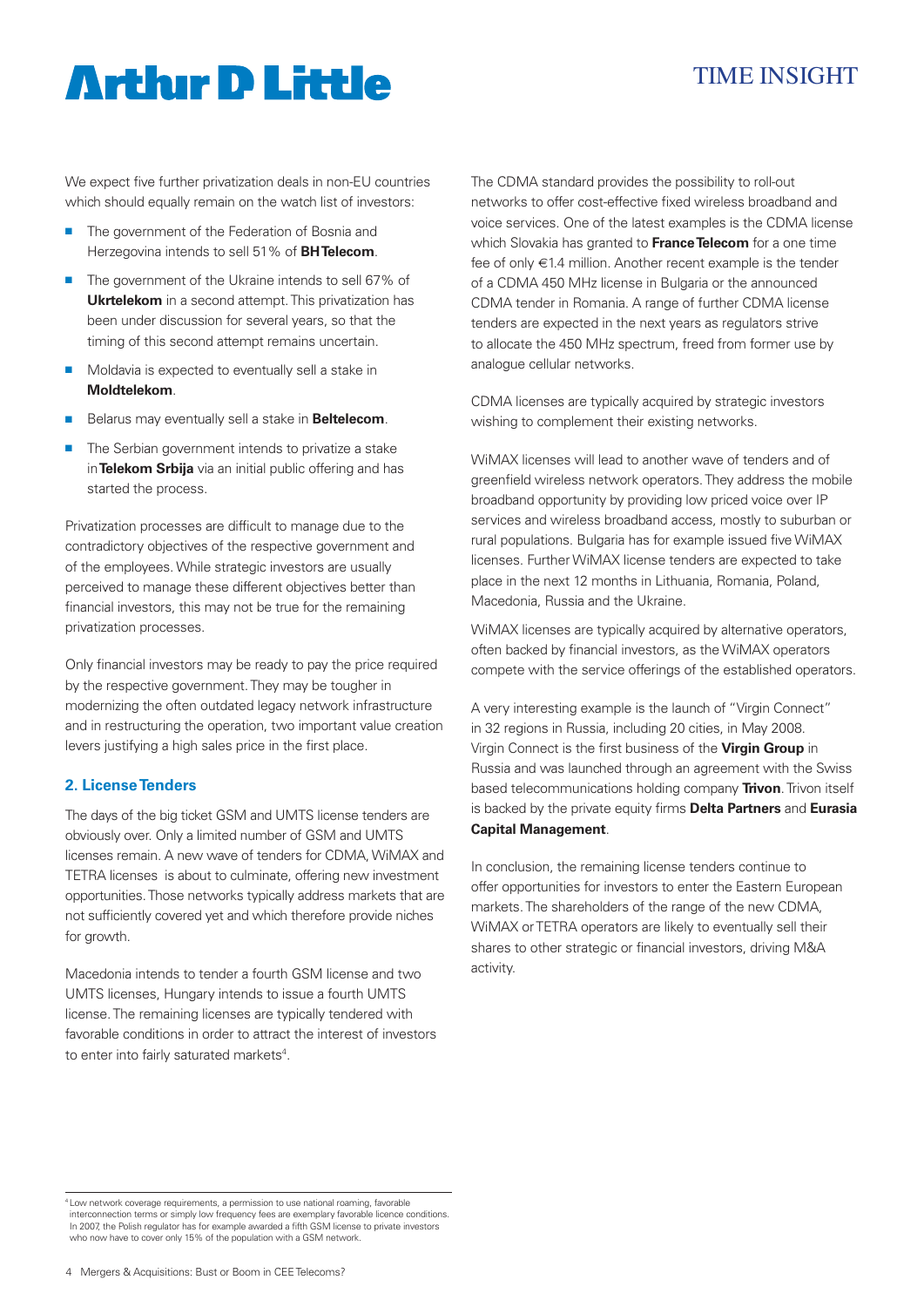We expect five further privatization deals in non-EU countries which should equally remain on the watch list of investors:

- The government of the Federation of Bosnia and Herzegovina intends to sell 51% of **BH Telecom**.
- The government of the Ukraine intends to sell 67% of **Ukrtelekom** in a second attempt. This privatization has been under discussion for several years, so that the timing of this second attempt remains uncertain.
- Moldavia is expected to eventually sell a stake in **Moldtelekom**.
- Belarus may eventually sell a stake in **Beltelecom**.
- The Serbian government intends to privatize a stake in **Telekom Srbija** via an initial public offering and has started the process.

Privatization processes are difficult to manage due to the contradictory objectives of the respective government and of the employees. While strategic investors are usually perceived to manage these different objectives better than financial investors, this may not be true for the remaining privatization processes.

Only financial investors may be ready to pay the price required by the respective government. They may be tougher in modernizing the often outdated legacy network infrastructure and in restructuring the operation, two important value creation levers justifying a high sales price in the first place.

### 2. License Tenders

The days of the big ticket GSM and UMTS license tenders are obviously over. Only a limited number of GSM and UMTS licenses remain. A new wave of tenders for CDMA, WiMAX and TETRA licenses is about to culminate, offering new investment opportunities. Those networks typically address markets that are not sufficiently covered yet and which therefore provide niches for growth.

Macedonia intends to tender a fourth GSM license and two UMTS licenses, Hungary intends to issue a fourth UMTS license. The remaining licenses are typically tendered with favorable conditions in order to attract the interest of investors to enter into fairly saturated markets[4].

The CDMA standard provides the possibility to roll-out networks to offer cost-effective fixed wireless broadband and voice services. One of the latest examples is the CDMA license which Slovakia has granted to **France Telecom** for a one time fee of only €1.4 million. Another recent example is the tender of a CDMA 450 MHz license in Bulgaria or the announced CDMA tender in Romania. A range of further CDMA license tenders are expected in the next years as regulators strive to allocate the 450 MHz spectrum, freed from former use by analogue cellular networks.

CDMA licenses are typically acquired by strategic investors wishing to complement their existing networks.

WiMAX licenses will lead to another wave of tenders and of greenfield wireless network operators. They address the mobile broadband opportunity by providing low priced voice over IP services and wireless broadband access, mostly to suburban or rural populations. Bulgaria has for example issued five WiMAX licenses. Further WiMAX license tenders are expected to take place in the next 12 months in Lithuania, Romania, Poland, Macedonia, Russia and the Ukraine.

WiMAX licenses are typically acquired by alternative operators, often backed by financial investors, as the WiMAX operators compete with the service offerings of the established operators.

A very interesting example is the launch of "Virgin Connect" in 32 regions in Russia, including 20 cities, in May 2008. Virgin Connect is the first business of the **Virgin Group** in Russia and was launched through an agreement with the Swiss based telecommunications holding company **Trivon**. Trivon itself is backed by the private equity firms **Delta Partners** and **Eurasia Capital Management**.

In conclusion, the remaining license tenders continue to offer opportunities for investors to enter the Eastern European markets. The shareholders of the range of the new CDMA, WiMAX or TETRA operators are likely to eventually sell their shares to other strategic or financial investors, driving M&A activity.

---

[4] Low network coverage requirements, a permission to use national roaming, favorable interconnection terms or simply low frequency fees are exemplary favorable licence conditions. In 2007, the Polish regulator has for example awarded a fifth GSM license to private investors who now have to cover only 15% of the population with a GSM network.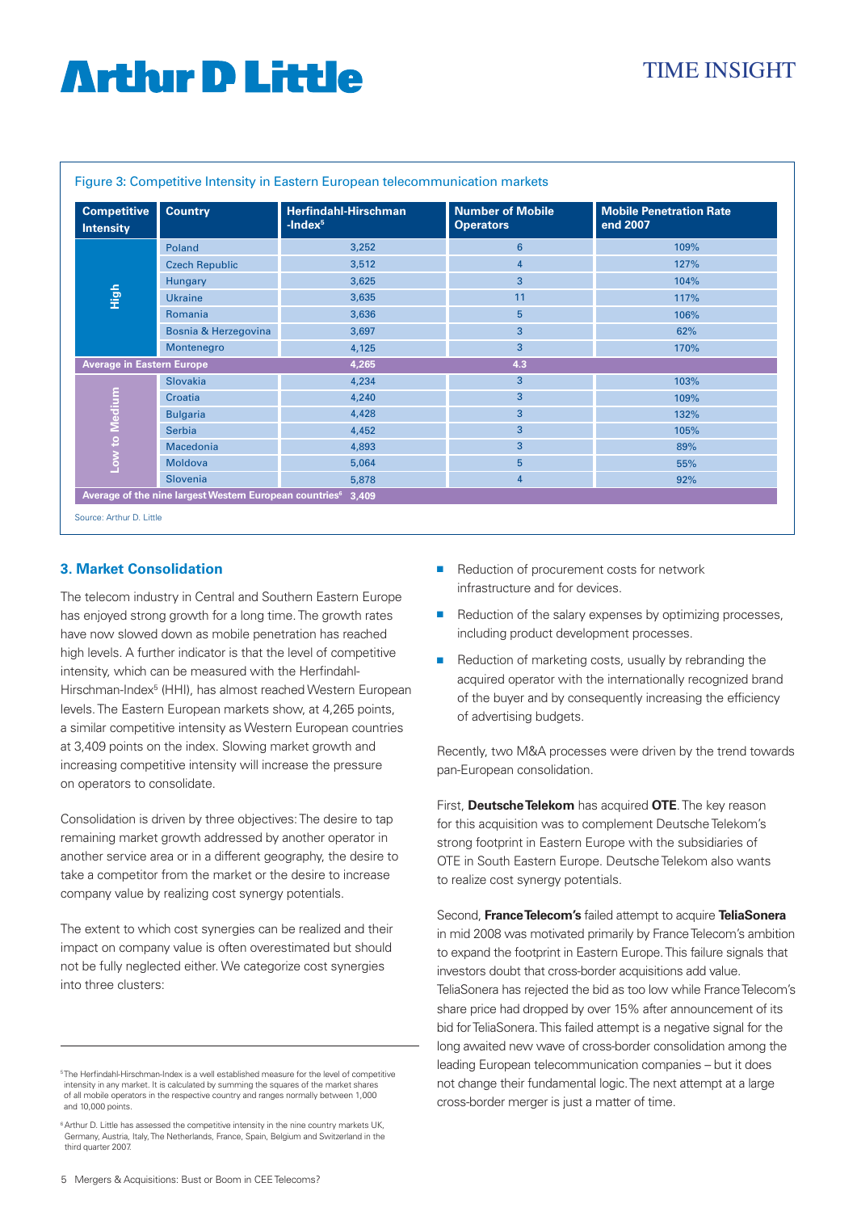Figure 3: Competitive Intensity in Eastern European telecommunication markets

| Competitive Intensity | Country | Herfindahl-Hirschman -Index[5] | Number of Mobile Operators | Mobile Penetration Rate end 2007 |
|---|---|---|---|---|
| High | Poland | 3,252 | 6 | 109% |
| | Czech Republic | 3,512 | 4 | 127% |
| | Hungary | 3,625 | 3 | 104% |
| | Ukraine | 3,635 | 11 | 117% |
| | Romania | 3,636 | 5 | 106% |
| | Bosnia & Herzegovina | 3,697 | 3 | 62% |
| | Montenegro | 4,125 | 3 | 170% |
| Average in Eastern Europe | | 4,265 | 4.3 | |
| Low to Medium | Slovakia | 4,234 | 3 | 103% |
| | Croatia | 4,240 | 3 | 109% |
| | Bulgaria | 4,428 | 3 | 132% |
| | Serbia | 4,452 | 3 | 105% |
| | Macedonia | 4,893 | 3 | 89% |
| | Moldova | 5,064 | 5 | 55% |
| | Slovenia | 5,878 | 4 | 92% |
| Average of the nine largest Western European countries[6] | | 3,409 | | |

Source: Arthur D. Little

### 3. Market Consolidation

The telecom industry in Central and Southern Eastern Europe has enjoyed strong growth for a long time. The growth rates have now slowed down as mobile penetration has reached high levels. A further indicator is that the level of competitive intensity, which can be measured with the Herfindahl-Hirschman-Index[5] (HHI), has almost reached Western European levels. The Eastern European markets show, at 4,265 points, a similar competitive intensity as Western European countries at 3,409 points on the index. Slowing market growth and increasing competitive intensity will increase the pressure on operators to consolidate.

Consolidation is driven by three objectives: The desire to tap remaining market growth addressed by another operator in another service area or in a different geography, the desire to take a competitor from the market or the desire to increase company value by realizing cost synergy potentials.

The extent to which cost synergies can be realized and their impact on company value is often overestimated but should not be fully neglected either. We categorize cost synergies into three clusters:

- Reduction of procurement costs for network infrastructure and for devices.
- Reduction of the salary expenses by optimizing processes, including product development processes.
- Reduction of marketing costs, usually by rebranding the acquired operator with the internationally recognized brand of the buyer and by consequently increasing the efficiency of advertising budgets.

Recently, two M&A processes were driven by the trend towards pan-European consolidation.

First, **Deutsche Telekom** has acquired **OTE**. The key reason for this acquisition was to complement Deutsche Telekom's strong footprint in Eastern Europe with the subsidiaries of OTE in South Eastern Europe. Deutsche Telekom also wants to realize cost synergy potentials.

Second, **France Telecom's** failed attempt to acquire **TeliaSonera** in mid 2008 was motivated primarily by France Telecom's ambition to expand the footprint in Eastern Europe. This failure signals that investors doubt that cross-border acquisitions add value. TeliaSonera has rejected the bid as too low while France Telecom's share price had dropped by over 15% after announcement of its bid for TeliaSonera. This failed attempt is a negative signal for the long awaited new wave of cross-border consolidation among the leading European telecommunication companies – but it does not change their fundamental logic. The next attempt at a large cross-border merger is just a matter of time.

---

[5] The Herfindahl-Hirschman-Index is a well established measure for the level of competitive intensity in any market. It is calculated by summing the squares of the market shares of all mobile operators in the respective country and ranges normally between 1,000 and 10,000 points.

[6] Arthur D. Little has assessed the competitive intensity in the nine country markets UK, Germany, Austria, Italy, The Netherlands, France, Spain, Belgium and Switzerland in the third quarter 2007.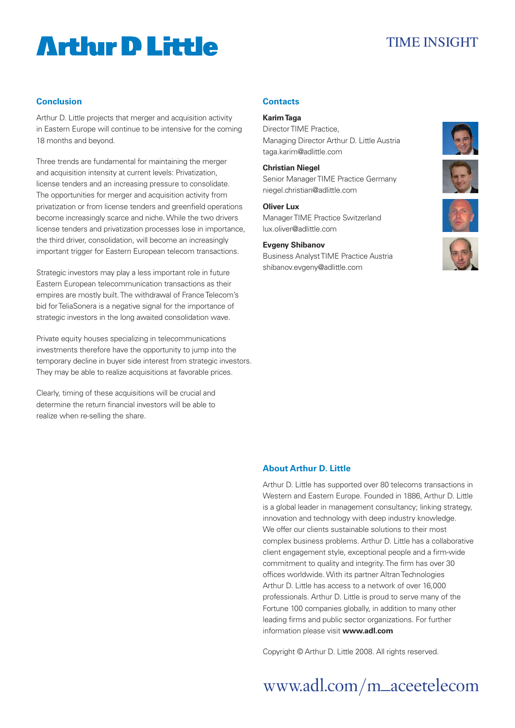## Conclusion

Arthur D. Little projects that merger and acquisition activity in Eastern Europe will continue to be intensive for the coming 18 months and beyond.

Three trends are fundamental for maintaining the merger and acquisition intensity at current levels: Privatization, license tenders and an increasing pressure to consolidate. The opportunities for merger and acquisition activity from privatization or from license tenders and greenfield operations become increasingly scarce and niche. While the two drivers license tenders and privatization processes lose in importance, the third driver, consolidation, will become an increasingly important trigger for Eastern European telecom transactions.

Strategic investors may play a less important role in future Eastern European telecommunication transactions as their empires are mostly built. The withdrawal of France Telecom's bid for TeliaSonera is a negative signal for the importance of strategic investors in the long awaited consolidation wave.

Private equity houses specializing in telecommunications investments therefore have the opportunity to jump into the temporary decline in buyer side interest from strategic investors. They may be able to realize acquisitions at favorable prices.

Clearly, timing of these acquisitions will be crucial and determine the return financial investors will be able to realize when re-selling the share.

## Contacts

**Karim Taga**
Director TIME Practice,
Managing Director Arthur D. Little Austria
taga.karim@adlittle.com

**Christian Niegel**
Senior Manager TIME Practice Germany
niegel.christian@adlittle.com

**Oliver Lux**
Manager TIME Practice Switzerland
lux.oliver@adlittle.com

**Evgeny Shibanov**
Business Analyst TIME Practice Austria
shibanov.evgeny@adlittle.com

## About Arthur D. Little

Arthur D. Little has supported over 80 telecoms transactions in Western and Eastern Europe. Founded in 1886, Arthur D. Little is a global leader in management consultancy; linking strategy, innovation and technology with deep industry knowledge. We offer our clients sustainable solutions to their most complex business problems. Arthur D. Little has a collaborative client engagement style, exceptional people and a firm-wide commitment to quality and integrity. The firm has over 30 offices worldwide. With its partner Altran Technologies Arthur D. Little has access to a network of over 16,000 professionals. Arthur D. Little is proud to serve many of the Fortune 100 companies globally, in addition to many other leading firms and public sector organizations. For further information please visit **www.adl.com**

Copyright © Arthur D. Little 2008. All rights reserved.

www.adl.com/m_aceetelecom